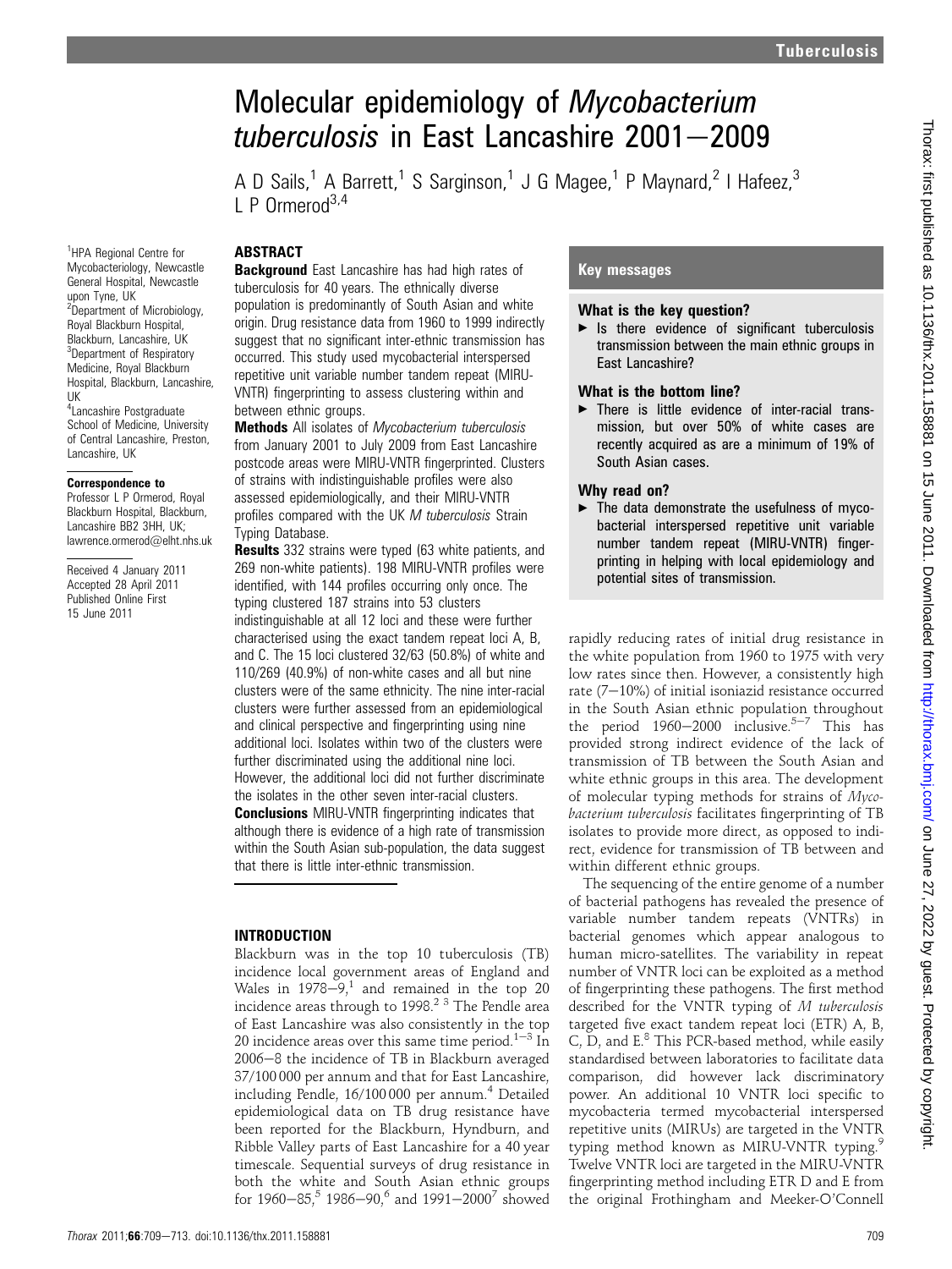# Molecular epidemiology of *Mycobacterium tuberculosis* in East Lancashire 2001–2009

A D Sails,[1] A Barrett,[1] S Sarginson,[1] J G Magee,[1] P Maynard,[2] I Hafeez,[3] L P Ormerod[3,4]

[1]HPA Regional Centre for Mycobacteriology, Newcastle General Hospital, Newcastle upon Tyne, UK
[2]Department of Microbiology, Royal Blackburn Hospital, Blackburn, Lancashire, UK
[3]Department of Respiratory Medicine, Royal Blackburn Hospital, Blackburn, Lancashire, UK
[4]Lancashire Postgraduate School of Medicine, University of Central Lancashire, Preston, Lancashire, UK

**Correspondence to**
Professor L P Ormerod, Royal Blackburn Hospital, Blackburn, Lancashire BB2 3HH, UK; lawrence.ormerod@elht.nhs.uk

Received 4 January 2011
Accepted 28 April 2011
Published Online First 15 June 2011

## ABSTRACT

**Background** East Lancashire has had high rates of tuberculosis for 40 years. The ethnically diverse population is predominantly of South Asian and white origin. Drug resistance data from 1960 to 1999 indirectly suggest that no significant inter-ethnic transmission has occurred. This study used mycobacterial interspersed repetitive unit variable number tandem repeat (MIRU-VNTR) fingerprinting to assess clustering within and between ethnic groups.

**Methods** All isolates of *Mycobacterium tuberculosis* from January 2001 to July 2009 from East Lancashire postcode areas were MIRU-VNTR fingerprinted. Clusters of strains with indistinguishable profiles were also assessed epidemiologically, and their MIRU-VNTR profiles compared with the UK *M tuberculosis* Strain Typing Database.

**Results** 332 strains were typed (63 white patients, and 269 non-white patients). 198 MIRU-VNTR profiles were identified, with 144 profiles occurring only once. The typing clustered 187 strains into 53 clusters indistinguishable at all 12 loci and these were further characterised using the exact tandem repeat loci A, B, and C. The 15 loci clustered 32/63 (50.8%) of white and 110/269 (40.9%) of non-white cases and all but nine clusters were of the same ethnicity. The nine inter-racial clusters were further assessed from an epidemiological and clinical perspective and fingerprinting using nine additional loci. Isolates within two of the clusters were further discriminated using the additional nine loci. However, the additional loci did not further discriminate the isolates in the other seven inter-racial clusters.

**Conclusions** MIRU-VNTR fingerprinting indicates that although there is evidence of a high rate of transmission within the South Asian sub-population, the data suggest that there is little inter-ethnic transmission.

## Key messages

### What is the key question?

- Is there evidence of significant tuberculosis transmission between the main ethnic groups in East Lancashire?

### What is the bottom line?

- There is little evidence of inter-racial transmission, but over 50% of white cases are recently acquired as are a minimum of 19% of South Asian cases.

### Why read on?

- The data demonstrate the usefulness of mycobacterial interspersed repetitive unit variable number tandem repeat (MIRU-VNTR) fingerprinting in helping with local epidemiology and potential sites of transmission.

## INTRODUCTION

Blackburn was in the top 10 tuberculosis (TB) incidence local government areas of England and Wales in 1978–9,[1] and remained in the top 20 incidence areas through to 1998.[2,3] The Pendle area of East Lancashire was also consistently in the top 20 incidence areas over this same time period.[1–3] In 2006–8 the incidence of TB in Blackburn averaged 37/100 000 per annum and that for East Lancashire, including Pendle, 16/100 000 per annum.[4] Detailed epidemiological data on TB drug resistance have been reported for the Blackburn, Hyndburn, and Ribble Valley parts of East Lancashire for a 40 year timescale. Sequential surveys of drug resistance in both the white and South Asian ethnic groups for 1960–85,[5] 1986–90,[6] and 1991–2000[7] showed rapidly reducing rates of initial drug resistance in the white population from 1960 to 1975 with very low rates since then. However, a consistently high rate (7–10%) of initial isoniazid resistance occurred in the South Asian ethnic population throughout the period 1960–2000 inclusive.[5–7] This has provided strong indirect evidence of the lack of transmission of TB between the South Asian and white ethnic groups in this area. The development of molecular typing methods for strains of *Mycobacterium tuberculosis* facilitates fingerprinting of TB isolates to provide more direct, as opposed to indirect, evidence for transmission of TB between and within different ethnic groups.

The sequencing of the entire genome of a number of bacterial pathogens has revealed the presence of variable number tandem repeats (VNTRs) in bacterial genomes which appear analogous to human micro-satellites. The variability in repeat number of VNTR loci can be exploited as a method of fingerprinting these pathogens. The first method described for the VNTR typing of *M tuberculosis* targeted five exact tandem repeat loci (ETR) A, B, C, D, and E.[8] This PCR-based method, while easily standardised between laboratories to facilitate data comparison, did however lack discriminatory power. An additional 10 VNTR loci specific to mycobacteria termed mycobacterial interspersed repetitive units (MIRUs) are targeted in the VNTR typing method known as MIRU-VNTR typing.[9] Twelve VNTR loci are targeted in the MIRU-VNTR fingerprinting method including ETR D and E from the original Frothingham and Meeker-O'Connell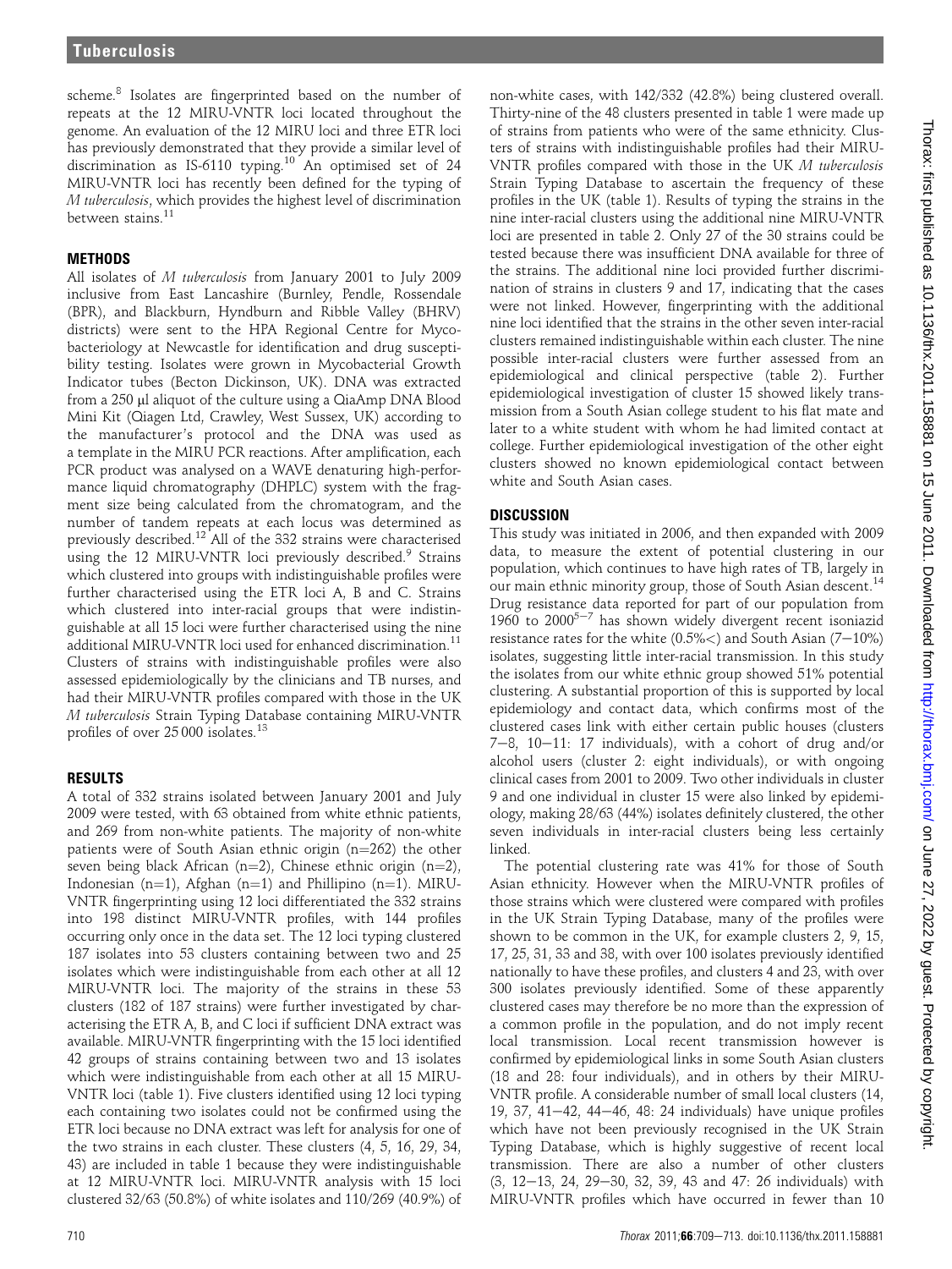scheme.[8] Isolates are fingerprinted based on the number of repeats at the 12 MIRU-VNTR loci located throughout the genome. An evaluation of the 12 MIRU loci and three ETR loci has previously demonstrated that they provide a similar level of discrimination as IS-6110 typing.[10] An optimised set of 24 MIRU-VNTR loci has recently been defined for the typing of *M tuberculosis*, which provides the highest level of discrimination between stains.[11]

## METHODS

All isolates of *M tuberculosis* from January 2001 to July 2009 inclusive from East Lancashire (Burnley, Pendle, Rossendale (BPR), and Blackburn, Hyndburn and Ribble Valley (BHRV) districts) were sent to the HPA Regional Centre for Mycobacteriology at Newcastle for identification and drug susceptibility testing. Isolates were grown in Mycobacterial Growth Indicator tubes (Becton Dickinson, UK). DNA was extracted from a 250 μl aliquot of the culture using a QiaAmp DNA Blood Mini Kit (Qiagen Ltd, Crawley, West Sussex, UK) according to the manufacturer's protocol and the DNA was used as a template in the MIRU PCR reactions. After amplification, each PCR product was analysed on a WAVE denaturing high-performance liquid chromatography (DHPLC) system with the fragment size being calculated from the chromatogram, and the number of tandem repeats at each locus was determined as previously described.[12] All of the 332 strains were characterised using the 12 MIRU-VNTR loci previously described.[9] Strains which clustered into groups with indistinguishable profiles were further characterised using the ETR loci A, B and C. Strains which clustered into inter-racial groups that were indistinguishable at all 15 loci were further characterised using the nine additional MIRU-VNTR loci used for enhanced discrimination.[11] Clusters of strains with indistinguishable profiles were also assessed epidemiologically by the clinicians and TB nurses, and had their MIRU-VNTR profiles compared with those in the UK *M tuberculosis* Strain Typing Database containing MIRU-VNTR profiles of over 25 000 isolates.[13]

## RESULTS

A total of 332 strains isolated between January 2001 and July 2009 were tested, with 63 obtained from white ethnic patients, and 269 from non-white patients. The majority of non-white patients were of South Asian ethnic origin (n=262) the other seven being black African (n=2), Chinese ethnic origin (n=2), Indonesian (n=1), Afghan (n=1) and Phillipino (n=1). MIRU-VNTR fingerprinting using 12 loci differentiated the 332 strains into 198 distinct MIRU-VNTR profiles, with 144 profiles occurring only once in the data set. The 12 loci typing clustered 187 isolates into 53 clusters containing between two and 25 isolates which were indistinguishable from each other at all 12 MIRU-VNTR loci. The majority of the strains in these 53 clusters (182 of 187 strains) were further investigated by characterising the ETR A, B, and C loci if sufficient DNA extract was available. MIRU-VNTR fingerprinting with the 15 loci identified 42 groups of strains containing between two and 13 isolates which were indistinguishable from each other at all 15 MIRU-VNTR loci (table 1). Five clusters identified using 12 loci typing each containing two isolates could not be confirmed using the ETR loci because no DNA extract was left for analysis for one of the two strains in each cluster. These clusters (4, 5, 16, 29, 34, 43) are included in table 1 because they were indistinguishable at 12 MIRU-VNTR loci. MIRU-VNTR analysis with 15 loci clustered 32/63 (50.8%) of white isolates and 110/269 (40.9%) of non-white cases, with 142/332 (42.8%) being clustered overall. Thirty-nine of the 48 clusters presented in table 1 were made up of strains from patients who were of the same ethnicity. Clusters of strains with indistinguishable profiles had their MIRU-VNTR profiles compared with those in the UK *M tuberculosis* Strain Typing Database to ascertain the frequency of these profiles in the UK (table 1). Results of typing the strains in the nine inter-racial clusters using the additional nine MIRU-VNTR loci are presented in table 2. Only 27 of the 30 strains could be tested because there was insufficient DNA available for three of the strains. The additional nine loci provided further discrimination of strains in clusters 9 and 17, indicating that the cases were not linked. However, fingerprinting with the additional nine loci identified that the strains in the other seven inter-racial clusters remained indistinguishable within each cluster. The nine possible inter-racial clusters were further assessed from an epidemiological and clinical perspective (table 2). Further epidemiological investigation of cluster 15 showed likely transmission from a South Asian college student to his flat mate and later to a white student with whom he had limited contact at college. Further epidemiological investigation of the other eight clusters showed no known epidemiological contact between white and South Asian cases.

## DISCUSSION

This study was initiated in 2006, and then expanded with 2009 data, to measure the extent of potential clustering in our population, which continues to have high rates of TB, largely in our main ethnic minority group, those of South Asian descent.[14] Drug resistance data reported for part of our population from 1960 to 2000[5–7] has shown widely divergent recent isoniazid resistance rates for the white (0.5%<) and South Asian (7–10%) isolates, suggesting little inter-racial transmission. In this study the isolates from our white ethnic group showed 51% potential clustering. A substantial proportion of this is supported by local epidemiology and contact data, which confirms most of the clustered cases link with either certain public houses (clusters 7–8, 10–11: 17 individuals), with a cohort of drug and/or alcohol users (cluster 2: eight individuals), or with ongoing clinical cases from 2001 to 2009. Two other individuals in cluster 9 and one individual in cluster 15 were also linked by epidemiology, making 28/63 (44%) isolates definitely clustered, the other seven individuals in inter-racial clusters being less certainly linked.

The potential clustering rate was 41% for those of South Asian ethnicity. However when the MIRU-VNTR profiles of those strains which were clustered were compared with profiles in the UK Strain Typing Database, many of the profiles were shown to be common in the UK, for example clusters 2, 9, 15, 17, 25, 31, 33 and 38, with over 100 isolates previously identified nationally to have these profiles, and clusters 4 and 23, with over 300 isolates previously identified. Some of these apparently clustered cases may therefore be no more than the expression of a common profile in the population, and do not imply recent local transmission. Local recent transmission however is confirmed by epidemiological links in some South Asian clusters (18 and 28: four individuals), and in others by their MIRU-VNTR profile. A considerable number of small local clusters (14, 19, 37, 41–42, 44–46, 48: 24 individuals) have unique profiles which have not been previously recognised in the UK Strain Typing Database, which is highly suggestive of recent local transmission. There are also a number of other clusters (3, 12–13, 24, 29–30, 32, 39, 43 and 47: 26 individuals) with MIRU-VNTR profiles which have occurred in fewer than 10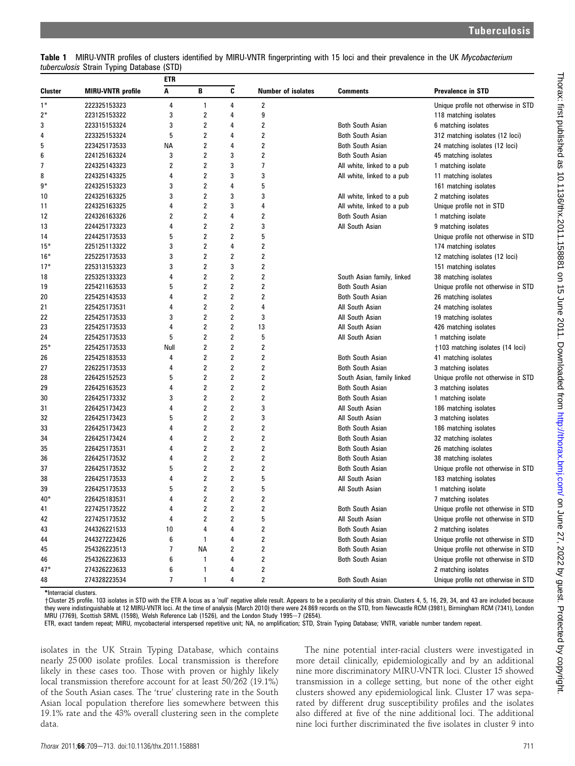**Table 1** MIRU-VNTR profiles of clusters identified by MIRU-VNTR fingerprinting with 15 loci and their prevalence in the UK *Mycobacterium tuberculosis* Strain Typing Database (STD)

| Cluster | MIRU-VNTR profile | ETR A | B | C | Number of isolates | Comments | Prevalence in STD |
|---|---|---|---|---|---|---|---|
| 1* | 222325153323 | 4 | 1 | 4 | 2 | | Unique profile not otherwise in STD |
| 2* | 223125153322 | 3 | 2 | 4 | 9 | | 118 matching isolates |
| 3 | 223315153324 | 3 | 2 | 4 | 2 | Both South Asian | 6 matching isolates |
| 4 | 223325153324 | 5 | 2 | 4 | 2 | Both South Asian | 312 matching isolates (12 loci) |
| 5 | 223425173533 | NA | 2 | 4 | 2 | Both South Asian | 24 matching isolates (12 loci) |
| 6 | 224125163324 | 3 | 2 | 3 | 2 | Both South Asian | 45 matching isolates |
| 7 | 224325143323 | 2 | 2 | 3 | 7 | All white, linked to a pub | 1 matching isolate |
| 8 | 224325143325 | 4 | 2 | 3 | 3 | All white, linked to a pub | 11 matching isolates |
| 9* | 224325153323 | 3 | 2 | 4 | 5 | | 161 matching isolates |
| 10 | 224325163325 | 3 | 2 | 3 | 3 | All white, linked to a pub | 2 matching isolates |
| 11 | 224325163325 | 4 | 2 | 3 | 4 | All white, linked to a pub | Unique profile not in STD |
| 12 | 224326163326 | 2 | 2 | 4 | 2 | Both South Asian | 1 matching isolate |
| 13 | 224425173323 | 4 | 2 | 2 | 3 | All South Asian | 9 matching isolates |
| 14 | 224425173533 | 5 | 2 | 2 | 5 | | Unique profile not otherwise in STD |
| 15* | 225125113322 | 3 | 2 | 4 | 2 | | 174 matching isolates |
| 16* | 225225173533 | 3 | 2 | 2 | 2 | | 12 matching isolates (12 loci) |
| 17* | 225313153323 | 3 | 2 | 3 | 2 | | 151 matching isolates |
| 18 | 225325133323 | 4 | 2 | 2 | 2 | South Asian family, linked | 38 matching isolates |
| 19 | 225421163533 | 5 | 2 | 2 | 2 | Both South Asian | Unique profile not otherwise in STD |
| 20 | 225425143533 | 4 | 2 | 2 | 2 | Both South Asian | 26 matching isolates |
| 21 | 225425173531 | 4 | 2 | 2 | 4 | All South Asian | 24 matching isolates |
| 22 | 225425173533 | 3 | 2 | 2 | 3 | All South Asian | 19 matching isolates |
| 23 | 225425173533 | 4 | 2 | 2 | 13 | All South Asian | 426 matching isolates |
| 24 | 225425173533 | 5 | 2 | 2 | 5 | All South Asian | 1 matching isolate |
| 25* | 225425173533 | Null | 2 | 2 | 2 | | †103 matching isolates (14 loci) |
| 26 | 225425183533 | 4 | 2 | 2 | 2 | Both South Asian | 41 matching isolates |
| 27 | 226225173533 | 4 | 2 | 2 | 2 | Both South Asian | 3 matching isolates |
| 28 | 226425152523 | 5 | 2 | 2 | 2 | South Asian, family linked | Unique profile not otherwise in STD |
| 29 | 226425163523 | 4 | 2 | 2 | 2 | Both South Asian | 3 matching isolates |
| 30 | 226425173332 | 3 | 2 | 2 | 2 | Both South Asian | 1 matching isolate |
| 31 | 226425173423 | 4 | 2 | 2 | 3 | All South Asian | 186 matching isolates |
| 32 | 226425173423 | 5 | 2 | 2 | 3 | All South Asian | 3 matching isolates |
| 33 | 226425173423 | 4 | 2 | 2 | 2 | Both South Asian | 186 matching isolates |
| 34 | 226425173424 | 4 | 2 | 2 | 2 | Both South Asian | 32 matching isolates |
| 35 | 226425173531 | 4 | 2 | 2 | 2 | Both South Asian | 26 matching isolates |
| 36 | 226425173532 | 4 | 2 | 2 | 2 | Both South Asian | 38 matching isolates |
| 37 | 226425173532 | 5 | 2 | 2 | 2 | Both South Asian | Unique profile not otherwise in STD |
| 38 | 226425173533 | 4 | 2 | 2 | 5 | All South Asian | 183 matching isolates |
| 39 | 226425173533 | 5 | 2 | 2 | 5 | All South Asian | 1 matching isolate |
| 40* | 226425183531 | 4 | 2 | 2 | 2 | | 7 matching isolates |
| 41 | 227425173522 | 4 | 2 | 2 | 2 | Both South Asian | Unique profile not otherwise in STD |
| 42 | 227425173532 | 4 | 2 | 2 | 5 | All South Asian | Unique profile not otherwise in STD |
| 43 | 244326221533 | 10 | 4 | 4 | 2 | Both South Asian | 2 matching isolates |
| 44 | 244327223426 | 6 | 1 | 4 | 2 | Both South Asian | Unique profile not otherwise in STD |
| 45 | 254326223513 | 7 | NA | 2 | 2 | Both South Asian | Unique profile not otherwise in STD |
| 46 | 254326223633 | 6 | 1 | 4 | 2 | Both South Asian | Unique profile not otherwise in STD |
| 47* | 274326223633 | 6 | 1 | 4 | 2 | | 2 matching isolates |
| 48 | 274328223534 | 7 | 1 | 4 | 2 | Both South Asian | Unique profile not otherwise in STD |

*Interracial clusters.

†Cluster 25 profile. 103 isolates in STD with the ETR A locus as a 'null' negative allele result. Appears to be a peculiarity of this strain. Clusters 4, 5, 16, 29, 34, and 43 are included because they were indistinguishable at 12 MIRU-VNTR loci. At the time of analysis (March 2010) there were 24 869 records on the STD, from Newcastle RCM (3981), Birmingham RCM (7341), London MRU (7769), Scottish SRML (1598), Welsh Reference Lab (1526), and the London Study 1995−7 (2654).

ETR, exact tandem repeat; MIRU, mycobacterial interspersed repetitive unit; NA, no amplification; STD, Strain Typing Database; VNTR, variable number tandem repeat.

isolates in the UK Strain Typing Database, which contains nearly 25 000 isolate profiles. Local transmission is therefore likely in these cases too. Those with proven or highly likely local transmission therefore account for at least 50/262 (19.1%) of the South Asian cases. The 'true' clustering rate in the South Asian local population therefore lies somewhere between this 19.1% rate and the 43% overall clustering seen in the complete data.

The nine potential inter-racial clusters were investigated in more detail clinically, epidemiologically and by an additional nine more discriminatory MIRU-VNTR loci. Cluster 15 showed transmission in a college setting, but none of the other eight clusters showed any epidemiological link. Cluster 17 was separated by different drug susceptibility profiles and the isolates also differed at five of the nine additional loci. The additional nine loci further discriminated the five isolates in cluster 9 into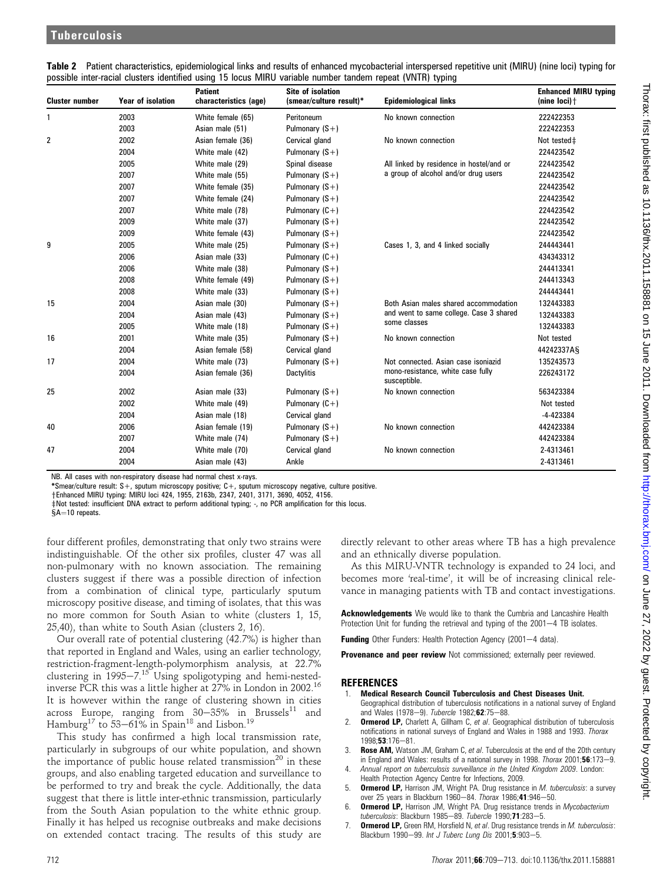**Table 2** Patient characteristics, epidemiological links and results of enhanced mycobacterial interspersed repetitive unit (MIRU) (nine loci) typing for possible inter-racial clusters identified using 15 locus MIRU variable number tandem repeat (VNTR) typing

| Cluster number | Year of isolation | Patient characteristics (age) | Site of isolation (smear/culture result)* | Epidemiological links | Enhanced MIRU typing (nine loci)† |
|---|---|---|---|---|---|
| 1 | 2003 | White female (65) | Peritoneum | No known connection | 222422353 |
| | 2003 | Asian male (51) | Pulmonary (S+) | | 222422353 |
| 2 | 2002 | Asian female (36) | Cervical gland | No known connection | Not tested‡ |
| | 2004 | White male (42) | Pulmonary (S+) | | 224423542 |
| | 2005 | White male (29) | Spinal disease | All linked by residence in hostel/and or a group of alcohol and/or drug users | 224423542 |
| | 2007 | White male (55) | Pulmonary (S+) | | 224423542 |
| | 2007 | White female (35) | Pulmonary (S+) | | 224423542 |
| | 2007 | White female (24) | Pulmonary (S+) | | 224423542 |
| | 2007 | White male (78) | Pulmonary (C+) | | 224423542 |
| | 2009 | White male (37) | Pulmonary (S+) | | 224423542 |
| | 2009 | White female (43) | Pulmonary (S+) | | 224423542 |
| 9 | 2005 | White male (25) | Pulmonary (S+) | Cases 1, 3, and 4 linked socially | 244443441 |
| | 2006 | Asian male (33) | Pulmonary (C+) | | 434343312 |
| | 2006 | White male (38) | Pulmonary (S+) | | 244413341 |
| | 2008 | White female (49) | Pulmonary (S+) | | 244413343 |
| | 2008 | White male (33) | Pulmonary (S+) | | 244443441 |
| 15 | 2004 | Asian male (30) | Pulmonary (S+) | Both Asian males shared accommodation and went to same college. Case 3 shared some classes | 132443383 |
| | 2004 | Asian male (43) | Pulmonary (S+) | | 132443383 |
| | 2005 | White male (18) | Pulmonary (S+) | | 132443383 |
| 16 | 2001 | White male (35) | Pulmonary (S+) | No known connection | Not tested |
| | 2004 | Asian female (58) | Cervical gland | | 44242337A§ |
| 17 | 2004 | White male (73) | Pulmonary (S+) | Not connected. Asian case isoniazid mono-resistance, white case fully susceptible. | 135243573 |
| | 2004 | Asian female (36) | Dactylitis | | 226243172 |
| 25 | 2002 | Asian male (33) | Pulmonary (S+) | No known connection | 563423384 |
| | 2002 | White male (49) | Pulmonary (C+) | | Not tested |
| | 2004 | Asian male (18) | Cervical gland | | -4-423384 |
| 40 | 2006 | Asian female (19) | Pulmonary (S+) | No known connection | 442423384 |
| | 2007 | White male (74) | Pulmonary (S+) | | 442423384 |
| 47 | 2004 | White male (70) | Cervical gland | No known connection | 2-4313461 |
| | 2004 | Asian male (43) | Ankle | | 2-4313461 |

NB. All cases with non-respiratory disease had normal chest x-rays.

*Smear/culture result: S+, sputum microscopy positive; C+, sputum microscopy negative, culture positive.

†Enhanced MIRU typing: MIRU loci 424, 1955, 2163b, 2347, 2401, 3171, 3690, 4052, 4156.

‡Not tested: insufficient DNA extract to perform additional typing; -, no PCR amplification for this locus.

§A=10 repeats.

four different profiles, demonstrating that only two strains were indistinguishable. Of the other six profiles, cluster 47 was all non-pulmonary with no known association. The remaining clusters suggest if there was a possible direction of infection from a combination of clinical type, particularly sputum microscopy positive disease, and timing of isolates, that this was no more common for South Asian to white (clusters 1, 15, 25,40), than white to South Asian (clusters 2, 16).

Our overall rate of potential clustering (42.7%) is higher than that reported in England and Wales, using an earlier technology, restriction-fragment-length-polymorphism analysis, at 22.7% clustering in 1995–7.[15] Using spoligotyping and hemi-nested-inverse PCR this was a little higher at 27% in London in 2002.[16] It is however within the range of clustering shown in cities across Europe, ranging from 30–35% in Brussels[11] and Hamburg[17] to 53–61% in Spain[18] and Lisbon.[19]

This study has confirmed a high local transmission rate, particularly in subgroups of our white population, and shown the importance of public house related transmission[20] in these groups, and also enabling targeted education and surveillance to be performed to try and break the cycle. Additionally, the data suggest that there is little inter-ethnic transmission, particularly from the South Asian population to the white ethnic group. Finally it has helped us recognise outbreaks and make decisions on extended contact tracing. The results of this study are directly relevant to other areas where TB has a high prevalence and an ethnically diverse population.

As this MIRU-VNTR technology is expanded to 24 loci, and becomes more 'real-time', it will be of increasing clinical relevance in managing patients with TB and contact investigations.

**Acknowledgements** We would like to thank the Cumbria and Lancashire Health Protection Unit for funding the retrieval and typing of the 2001–4 TB isolates.

**Funding** Other Funders: Health Protection Agency (2001–4 data).

**Provenance and peer review** Not commissioned; externally peer reviewed.

## REFERENCES

1. **Medical Research Council Tuberculosis and Chest Diseases Unit.** Geographical distribution of tuberculosis notifications in a national survey of England and Wales (1978–9). *Tubercle* 1982;**62**:75–88.
2. **Ormerod LP,** Charlett A, Gillham C, *et al*. Geographical distribution of tuberculosis notifications in national surveys of England and Wales in 1988 and 1993. *Thorax* 1998;**53**:176–81.
3. **Rose AM,** Watson JM, Graham C, *et al*. Tuberculosis at the end of the 20th century in England and Wales: results of a national survey in 1998. *Thorax* 2001;**56**:173–9.
4. *Annual report on tuberculosis surveillance in the United Kingdom 2009*. London: Health Protection Agency Centre for Infections, 2009.
5. **Ormerod LP,** Harrison JM, Wright PA. Drug resistance in *M. tuberculosis*: a survey over 25 years in Blackburn 1960–84. *Thorax* 1986;**41**:946–50.
6. **Ormerod LP,** Harrison JM, Wright PA. Drug resistance trends in *Mycobacterium tuberculosis*: Blackburn 1985–89. *Tubercle* 1990;**71**:283–5.
7. **Ormerod LP,** Green RM, Horsfield N, *et al*. Drug resistance trends in *M. tuberculosis*: Blackburn 1990–99. *Int J Tuberc Lung Dis* 2001;**5**:903–5.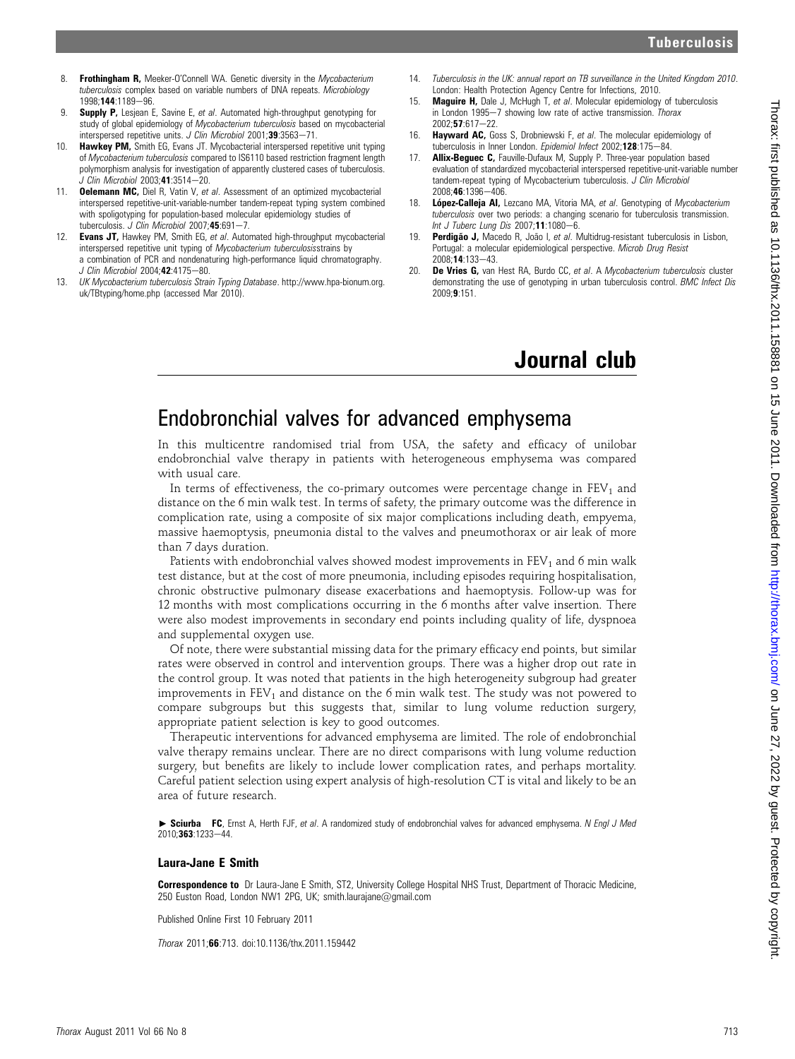8. **Frothingham R,** Meeker-O'Connell WA. Genetic diversity in the *Mycobacterium tuberculosis* complex based on variable numbers of DNA repeats. *Microbiology* 1998;**144**:1189–96.
9. **Supply P,** Lesjean E, Savine E, *et al*. Automated high-throughput genotyping for study of global epidemiology of *Mycobacterium tuberculosis* based on mycobacterial interspersed repetitive units. *J Clin Microbiol* 2001;**39**:3563–71.
10. **Hawkey PM,** Smith EG, Evans JT. Mycobacterial interspersed repetitive unit typing of *Mycobacterium tuberculosis* compared to IS6110 based restriction fragment length polymorphism analysis for investigation of apparently clustered cases of tuberculosis. *J Clin Microbiol* 2003;**41**:3514–20.
11. **Oelemann MC,** Diel R, Vatin V, *et al*. Assessment of an optimized mycobacterial interspersed repetitive-unit-variable-number tandem-repeat typing system combined with spoligotyping for population-based molecular epidemiology studies of tuberculosis. *J Clin Microbiol* 2007;**45**:691–7.
12. **Evans JT,** Hawkey PM, Smith EG, *et al*. Automated high-throughput mycobacterial interspersed repetitive unit typing of *Mycobacterium tuberculosis*strains by a combination of PCR and nondenaturing high-performance liquid chromatography. *J Clin Microbiol* 2004;**42**:4175–80.
13. *UK Mycobacterium tuberculosis Strain Typing Database*. http://www.hpa-bionum.org.uk/TBtyping/home.php (accessed Mar 2010).
14. *Tuberculosis in the UK: annual report on TB surveillance in the United Kingdom 2010*. London: Health Protection Agency Centre for Infections, 2010.
15. **Maguire H,** Dale J, McHugh T, *et al*. Molecular epidemiology of tuberculosis in London 1995–7 showing low rate of active transmission. *Thorax* 2002;**57**:617–22.
16. **Hayward AC,** Goss S, Drobniewski F, *et al*. The molecular epidemiology of tuberculosis in Inner London. *Epidemiol Infect* 2002;**128**:175–84.
17. **Allix-Beguec C,** Fauville-Dufaux M, Supply P. Three-year population based evaluation of standardized mycobacterial interspersed repetitive-unit-variable number tandem-repeat typing of Mycobacterium tuberculosis. *J Clin Microbiol* 2008;**46**:1396–406.
18. **López-Calleja AI,** Lezcano MA, Vitoria MA, *et al*. Genotyping of *Mycobacterium tuberculosis* over two periods: a changing scenario for tuberculosis transmission. *Int J Tuberc Lung Dis* 2007;**11**:1080–6.
19. **Perdigão J,** Macedo R, João I, *et al*. Multidrug-resistant tuberculosis in Lisbon, Portugal: a molecular epidemiological perspective. *Microb Drug Resist* 2008;**14**:133–43.
20. **De Vries G,** van Hest RA, Burdo CC, *et al*. A *Mycobacterium tuberculosis* cluster demonstrating the use of genotyping in urban tuberculosis control. *BMC Infect Dis* 2009;**9**:151.

# Journal club

## Endobronchial valves for advanced emphysema

In this multicentre randomised trial from USA, the safety and efficacy of unilobar endobronchial valve therapy in patients with heterogeneous emphysema was compared with usual care.

In terms of effectiveness, the co-primary outcomes were percentage change in $FEV_1$ and distance on the 6 min walk test. In terms of safety, the primary outcome was the difference in complication rate, using a composite of six major complications including death, empyema, massive haemoptysis, pneumonia distal to the valves and pneumothorax or air leak of more than 7 days duration.

Patients with endobronchial valves showed modest improvements in $FEV_1$ and 6 min walk test distance, but at the cost of more pneumonia, including episodes requiring hospitalisation, chronic obstructive pulmonary disease exacerbations and haemoptysis. Follow-up was for 12 months with most complications occurring in the 6 months after valve insertion. There were also modest improvements in secondary end points including quality of life, dyspnoea and supplemental oxygen use.

Of note, there were substantial missing data for the primary efficacy end points, but similar rates were observed in control and intervention groups. There was a higher drop out rate in the control group. It was noted that patients in the high heterogeneity subgroup had greater improvements in $FEV_1$ and distance on the 6 min walk test. The study was not powered to compare subgroups but this suggests that, similar to lung volume reduction surgery, appropriate patient selection is key to good outcomes.

Therapeutic interventions for advanced emphysema are limited. The role of endobronchial valve therapy remains unclear. There are no direct comparisons with lung volume reduction surgery, but benefits are likely to include lower complication rates, and perhaps mortality. Careful patient selection using expert analysis of high-resolution CT is vital and likely to be an area of future research.

► **Sciurba FC**, Ernst A, Herth FJF, *et al*. A randomized study of endobronchial valves for advanced emphysema. *N Engl J Med* 2010;**363**:1233–44.

**Laura-Jane E Smith**

**Correspondence to** Dr Laura-Jane E Smith, ST2, University College Hospital NHS Trust, Department of Thoracic Medicine, 250 Euston Road, London NW1 2PG, UK; smith.laurajane@gmail.com

Published Online First 10 February 2011

Thorax 2011;**66**:713. doi:10.1136/thx.2011.159442